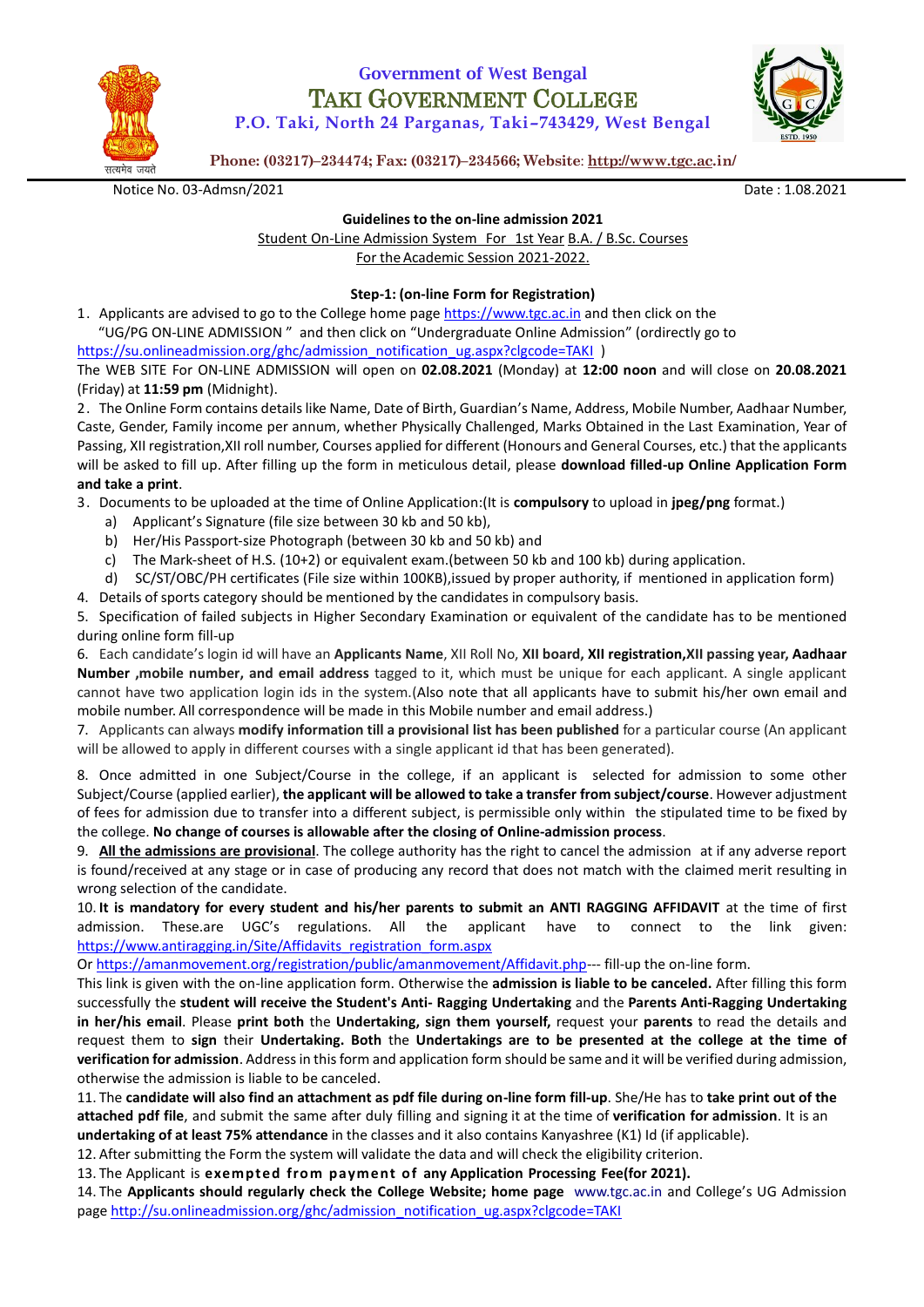# Government of West Bengal
# TAKI GOVERNMENT COLLEGE
**P.O. Taki, North 24 Parganas, Taki–743429, West Bengal**

**Phone: (03217)–234474; Fax: (03217)–234566; Website: http://www.tgc.ac.in/**

Notice No. 03-Admsn/2021 Date : 1.08.2021

**Guidelines to the on-line admission 2021**

Student On-Line Admission System For 1st Year B.A. / B.Sc. Courses

For the Academic Session 2021-2022.

**Step-1: (on-line Form for Registration)**

1. Applicants are advised to go to the College home page https://www.tgc.ac.in and then click on the "UG/PG ON-LINE ADMISSION " and then click on "Undergraduate Online Admission" (ordirectly go to https://su.onlineadmission.org/ghc/admission_notification_ug.aspx?clgcode=TAKI )

The WEB SITE For ON-LINE ADMISSION will open on **02.08.2021** (Monday) at **12:00 noon** and will close on **20.08.2021** (Friday) at **11:59 pm** (Midnight).

2. The Online Form contains details like Name, Date of Birth, Guardian's Name, Address, Mobile Number, Aadhaar Number, Caste, Gender, Family income per annum, whether Physically Challenged, Marks Obtained in the Last Examination, Year of Passing, XII registration,XII roll number, Courses applied for different (Honours and General Courses, etc.) that the applicants will be asked to fill up. After filling up the form in meticulous detail, please **download filled-up Online Application Form and take a print**.

3. Documents to be uploaded at the time of Online Application:(It is **compulsory** to upload in **jpeg/png** format.)
   a) Applicant's Signature (file size between 30 kb and 50 kb),
   b) Her/His Passport-size Photograph (between 30 kb and 50 kb) and
   c) The Mark-sheet of H.S. (10+2) or equivalent exam.(between 50 kb and 100 kb) during application.
   d) SC/ST/OBC/PH certificates (File size within 100KB),issued by proper authority, if mentioned in application form)

4. Details of sports category should be mentioned by the candidates in compulsory basis.

5. Specification of failed subjects in Higher Secondary Examination or equivalent of the candidate has to be mentioned during online form fill-up

6. Each candidate's login id will have an **Applicants Name**, XII Roll No, **XII board, XII registration,XII passing year, Aadhaar Number ,mobile number, and email address** tagged to it, which must be unique for each applicant. A single applicant cannot have two application login ids in the system.(Also note that all applicants have to submit his/her own email and mobile number. All correspondence will be made in this Mobile number and email address.)

7. Applicants can always **modify information till a provisional list has been published** for a particular course (An applicant will be allowed to apply in different courses with a single applicant id that has been generated).

8. Once admitted in one Subject/Course in the college, if an applicant is selected for admission to some other Subject/Course (applied earlier), **the applicant will be allowed to take a transfer from subject/course**. However adjustment of fees for admission due to transfer into a different subject, is permissible only within the stipulated time to be fixed by the college. **No change of courses is allowable after the closing of Online-admission process**.

9. **All the admissions are provisional**. The college authority has the right to cancel the admission at if any adverse report is found/received at any stage or in case of producing any record that does not match with the claimed merit resulting in wrong selection of the candidate.

10. **It is mandatory for every student and his/her parents to submit an ANTI RAGGING AFFIDAVIT** at the time of first admission. These.are UGC's regulations. All the applicant have to connect to the link given: https://www.antiragging.in/Site/Affidavits_registration_form.aspx

Or https://amanmovement.org/registration/public/amanmovement/Affidavit.php--- fill-up the on-line form.

This link is given with the on-line application form. Otherwise the **admission is liable to be canceled.** After filling this form successfully the **student will receive the Student's Anti- Ragging Undertaking** and the **Parents Anti-Ragging Undertaking in her/his email**. Please **print both** the **Undertaking, sign them yourself,** request your **parents** to read the details and request them to **sign** their **Undertaking. Both** the **Undertakings are to be presented at the college at the time of verification for admission**. Address in this form and application form should be same and it will be verified during admission, otherwise the admission is liable to be canceled.

11. The **candidate will also find an attachment as pdf file during on-line form fill-up**. She/He has to **take print out of the attached pdf file**, and submit the same after duly filling and signing it at the time of **verification for admission**. It is an **undertaking of at least 75% attendance** in the classes and it also contains Kanyashree (K1) Id (if applicable).

12. After submitting the Form the system will validate the data and will check the eligibility criterion.

13. The Applicant is **exempted from payment of any Application Processing Fee(for 2021).**

14. The **Applicants should regularly check the College Website; home page** www.tgc.ac.in and College's UG Admission page http://su.onlineadmission.org/ghc/admission_notification_ug.aspx?clgcode=TAKI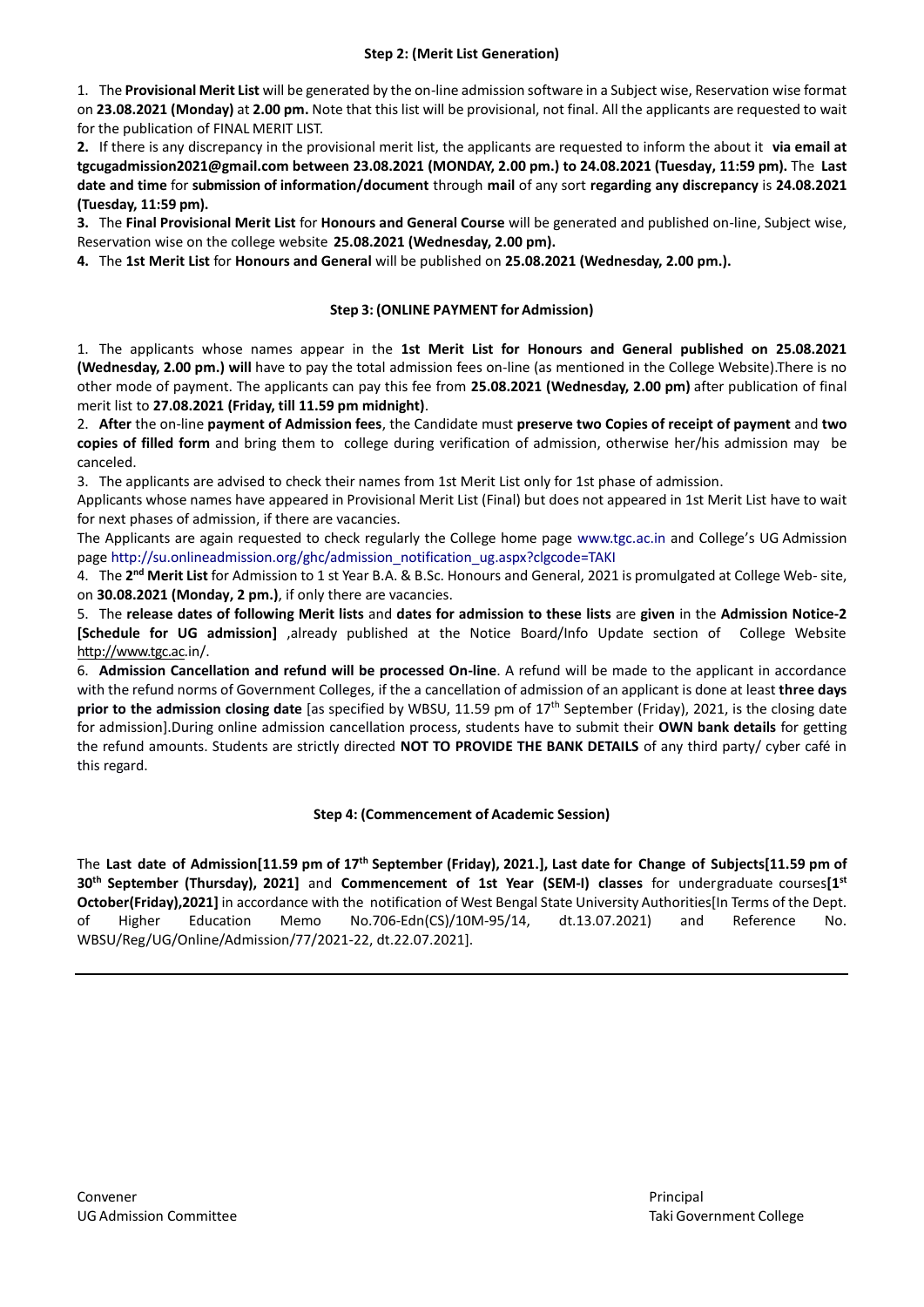### Step 2: (Merit List Generation)

1. The **Provisional Merit List** will be generated by the on-line admission software in a Subject wise, Reservation wise format on **23.08.2021 (Monday)** at **2.00 pm.** Note that this list will be provisional, not final. All the applicants are requested to wait for the publication of FINAL MERIT LIST.

**2.** If there is any discrepancy in the provisional merit list, the applicants are requested to inform the about it **via email at tgcugadmission2021@gmail.com between 23.08.2021 (MONDAY, 2.00 pm.) to 24.08.2021 (Tuesday, 11:59 pm).** The **Last date and time** for **submission of information/document** through **mail** of any sort **regarding any discrepancy** is **24.08.2021 (Tuesday, 11:59 pm).**

**3.** The **Final Provisional Merit List** for **Honours and General Course** will be generated and published on-line, Subject wise, Reservation wise on the college website **25.08.2021 (Wednesday, 2.00 pm).**

**4.** The **1st Merit List** for **Honours and General** will be published on **25.08.2021 (Wednesday, 2.00 pm.).**

### Step 3: (ONLINE PAYMENT for Admission)

1. The applicants whose names appear in the **1st Merit List for Honours and General published on 25.08.2021 (Wednesday, 2.00 pm.) will** have to pay the total admission fees on-line (as mentioned in the College Website).There is no other mode of payment. The applicants can pay this fee from **25.08.2021 (Wednesday, 2.00 pm)** after publication of final merit list to **27.08.2021 (Friday, till 11.59 pm midnight)**.

2. **After** the on-line **payment of Admission fees**, the Candidate must **preserve two Copies of receipt of payment** and **two copies of filled form** and bring them to college during verification of admission, otherwise her/his admission may be canceled.

3. The applicants are advised to check their names from 1st Merit List only for 1st phase of admission.

Applicants whose names have appeared in Provisional Merit List (Final) but does not appeared in 1st Merit List have to wait for next phases of admission, if there are vacancies.

The Applicants are again requested to check regularly the College home page www.tgc.ac.in and College's UG Admission page http://su.onlineadmission.org/ghc/admission_notification_ug.aspx?clgcode=TAKI

4. The **2nd Merit List** for Admission to 1 st Year B.A. & B.Sc. Honours and General, 2021 is promulgated at College Web- site, on **30.08.2021 (Monday, 2 pm.)**, if only there are vacancies.

5. The **release dates of following Merit lists** and **dates for admission to these lists** are **given** in the **Admission Notice-2 [Schedule for UG admission]** ,already published at the Notice Board/Info Update section of College Website http://www.tgc.ac.in/.

6. **Admission Cancellation and refund will be processed On-line**. A refund will be made to the applicant in accordance with the refund norms of Government Colleges, if the a cancellation of admission of an applicant is done at least **three days prior to the admission closing date** [as specified by WBSU, 11.59 pm of 17th September (Friday), 2021, is the closing date for admission].During online admission cancellation process, students have to submit their **OWN bank details** for getting the refund amounts. Students are strictly directed **NOT TO PROVIDE THE BANK DETAILS** of any third party/ cyber café in this regard.

### Step 4: (Commencement of Academic Session)

The **Last date of Admission[11.59 pm of 17th September (Friday), 2021.], Last date for Change of Subjects[11.59 pm of 30th September (Thursday), 2021]** and **Commencement of 1st Year (SEM-I) classes** for undergraduate courses**[1st October(Friday),2021]** in accordance with the notification of West Bengal State University Authorities[In Terms of the Dept. of Higher Education Memo No.706-Edn(CS)/10M-95/14, dt.13.07.2021) and Reference No. WBSU/Reg/UG/Online/Admission/77/2021-22, dt.22.07.2021].

---

Convener
UG Admission Committee

Principal
Taki Government College